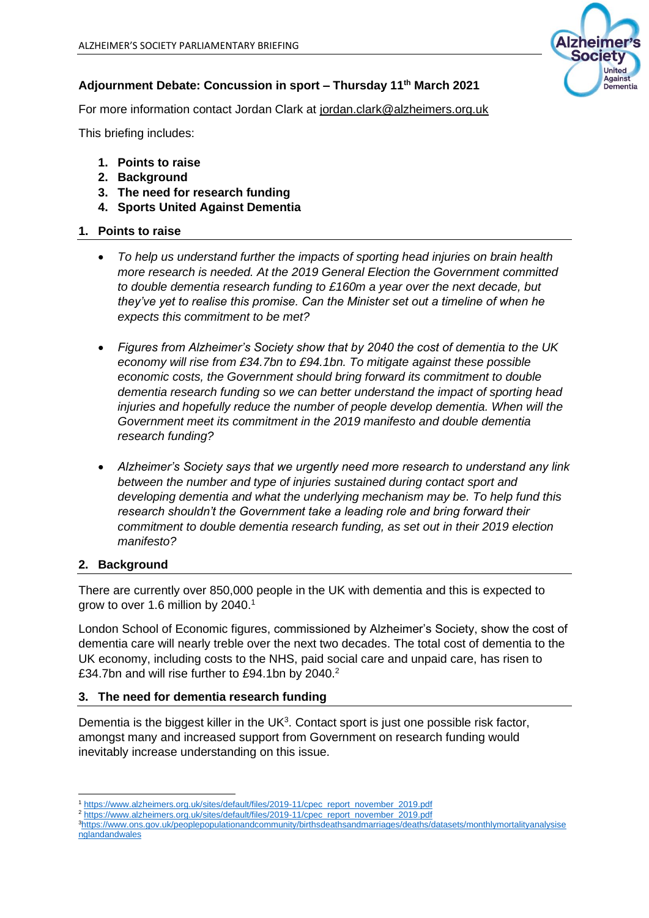**Adjournment Debate: Concussion in sport – Thursday 11th March 2021**

For more information contact Jordan Clark at jordan.clark@alzheimers.org.uk

This briefing includes:

1. **Points to raise**
2. **Background**
3. **The need for research funding**
4. **Sports United Against Dementia**

## 1. Points to raise

- *To help us understand further the impacts of sporting head injuries on brain health more research is needed. At the 2019 General Election the Government committed to double dementia research funding to £160m a year over the next decade, but they've yet to realise this promise. Can the Minister set out a timeline of when he expects this commitment to be met?*

- *Figures from Alzheimer's Society show that by 2040 the cost of dementia to the UK economy will rise from £34.7bn to £94.1bn. To mitigate against these possible economic costs, the Government should bring forward its commitment to double dementia research funding so we can better understand the impact of sporting head injuries and hopefully reduce the number of people develop dementia. When will the Government meet its commitment in the 2019 manifesto and double dementia research funding?*

- *Alzheimer's Society says that we urgently need more research to understand any link between the number and type of injuries sustained during contact sport and developing dementia and what the underlying mechanism may be. To help fund this research shouldn't the Government take a leading role and bring forward their commitment to double dementia research funding, as set out in their 2019 election manifesto?*

## 2. Background

There are currently over 850,000 people in the UK with dementia and this is expected to grow to over 1.6 million by 2040.[1]

London School of Economic figures, commissioned by Alzheimer's Society, show the cost of dementia care will nearly treble over the next two decades. The total cost of dementia to the UK economy, including costs to the NHS, paid social care and unpaid care, has risen to £34.7bn and will rise further to £94.1bn by 2040.[2]

## 3. The need for dementia research funding

Dementia is the biggest killer in the UK[3]. Contact sport is just one possible risk factor, amongst many and increased support from Government on research funding would inevitably increase understanding on this issue.

---

[1] https://www.alzheimers.org.uk/sites/default/files/2019-11/cpec_report_november_2019.pdf

[2] https://www.alzheimers.org.uk/sites/default/files/2019-11/cpec_report_november_2019.pdf

[3] https://www.ons.gov.uk/peoplepopulationandcommunity/birthsdeathsandmarriages/deaths/datasets/monthlymortalityanalysisenglandandwales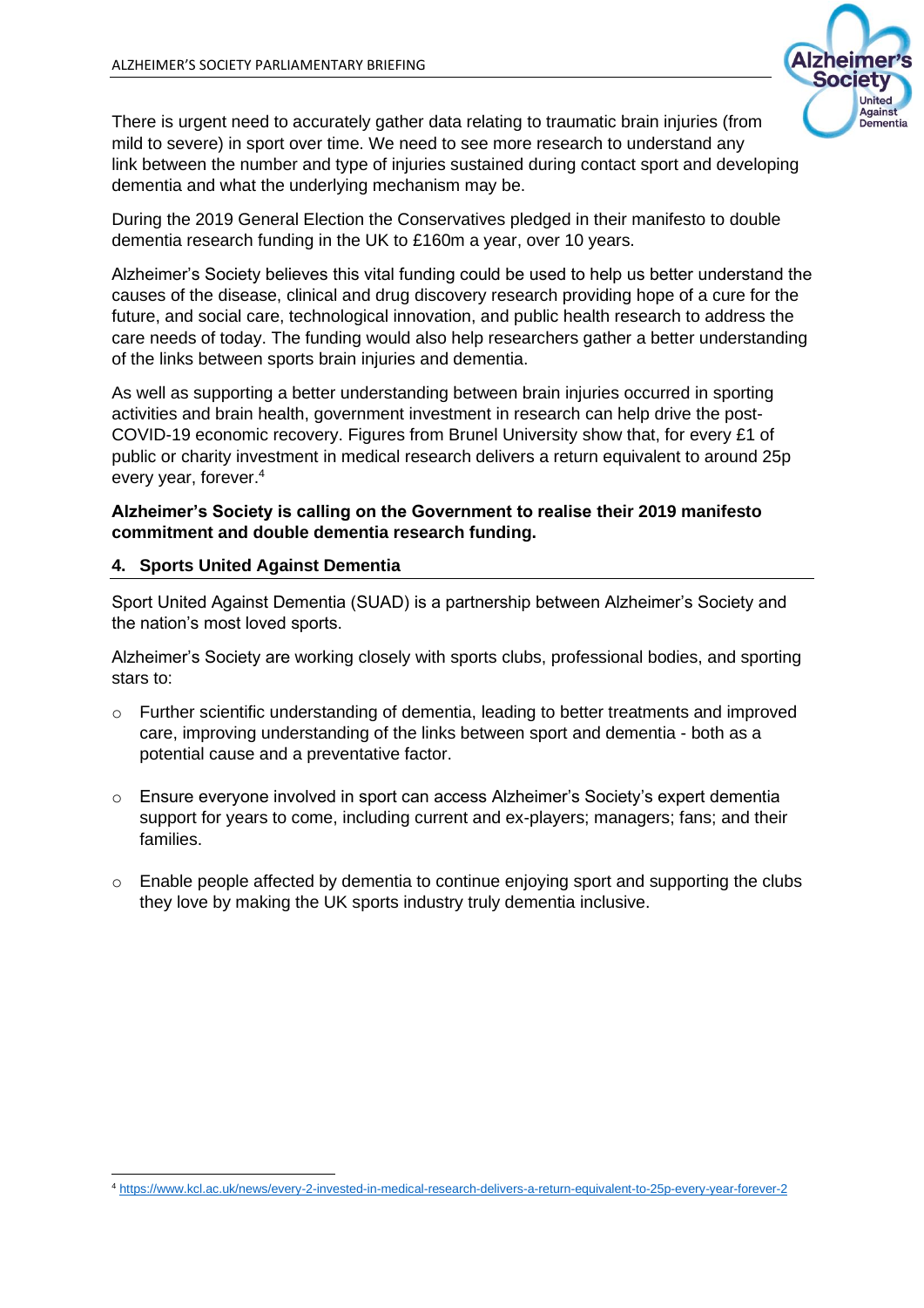There is urgent need to accurately gather data relating to traumatic brain injuries (from mild to severe) in sport over time. We need to see more research to understand any link between the number and type of injuries sustained during contact sport and developing dementia and what the underlying mechanism may be.

During the 2019 General Election the Conservatives pledged in their manifesto to double dementia research funding in the UK to £160m a year, over 10 years.

Alzheimer's Society believes this vital funding could be used to help us better understand the causes of the disease, clinical and drug discovery research providing hope of a cure for the future, and social care, technological innovation, and public health research to address the care needs of today. The funding would also help researchers gather a better understanding of the links between sports brain injuries and dementia.

As well as supporting a better understanding between brain injuries occurred in sporting activities and brain health, government investment in research can help drive the post-COVID-19 economic recovery. Figures from Brunel University show that, for every £1 of public or charity investment in medical research delivers a return equivalent to around 25p every year, forever.[4]

**Alzheimer's Society is calling on the Government to realise their 2019 manifesto commitment and double dementia research funding.**

## 4. Sports United Against Dementia

Sport United Against Dementia (SUAD) is a partnership between Alzheimer's Society and the nation's most loved sports.

Alzheimer's Society are working closely with sports clubs, professional bodies, and sporting stars to:

- Further scientific understanding of dementia, leading to better treatments and improved care, improving understanding of the links between sport and dementia - both as a potential cause and a preventative factor.
- Ensure everyone involved in sport can access Alzheimer's Society's expert dementia support for years to come, including current and ex-players; managers; fans; and their families.
- Enable people affected by dementia to continue enjoying sport and supporting the clubs they love by making the UK sports industry truly dementia inclusive.

[4] https://www.kcl.ac.uk/news/every-2-invested-in-medical-research-delivers-a-return-equivalent-to-25p-every-year-forever-2